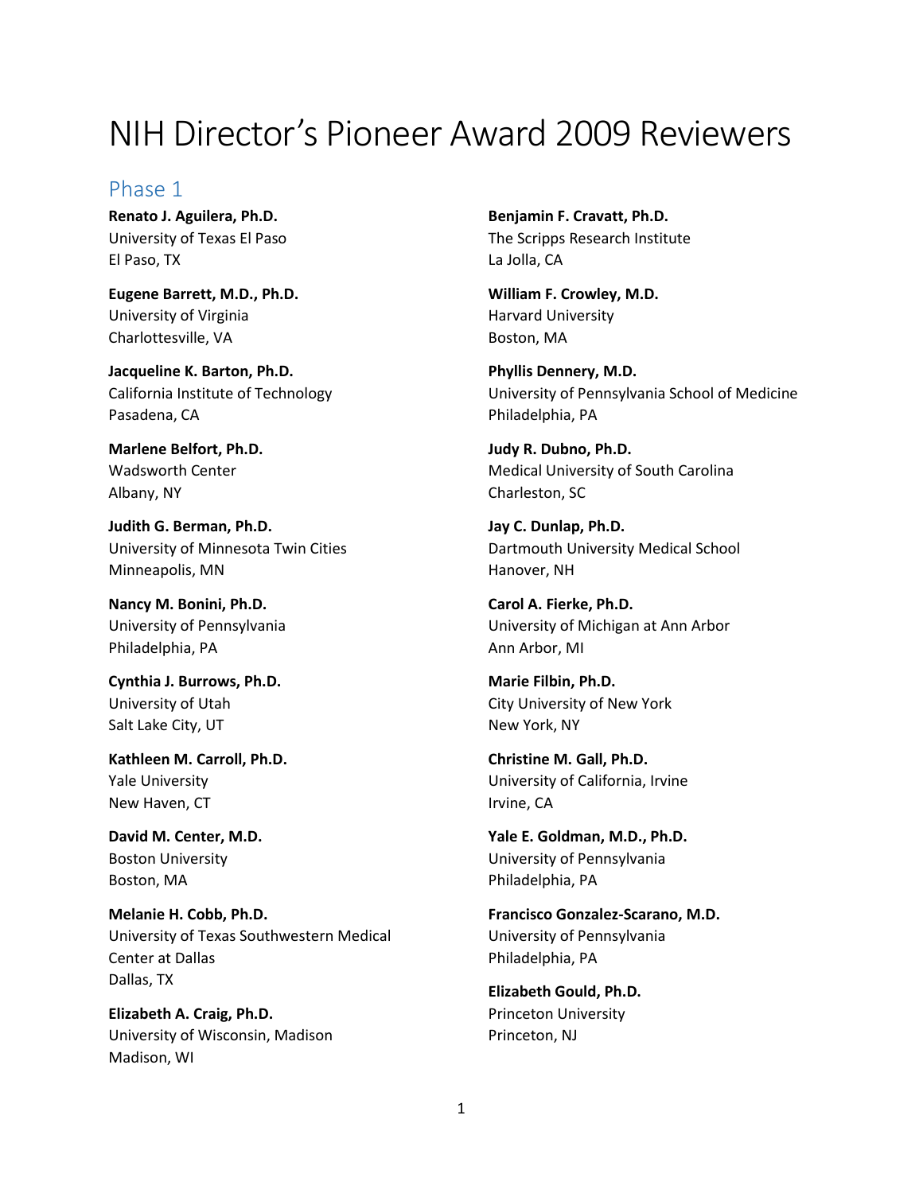# NIH Director's Pioneer Award 2009 Reviewers

## Phase 1

**Renato J. Aguilera, Ph.D.**
University of Texas El Paso
El Paso, TX

**Eugene Barrett, M.D., Ph.D.**
University of Virginia
Charlottesville, VA

**Jacqueline K. Barton, Ph.D.**
California Institute of Technology
Pasadena, CA

**Marlene Belfort, Ph.D.**
Wadsworth Center
Albany, NY

**Judith G. Berman, Ph.D.**
University of Minnesota Twin Cities
Minneapolis, MN

**Nancy M. Bonini, Ph.D.**
University of Pennsylvania
Philadelphia, PA

**Cynthia J. Burrows, Ph.D.**
University of Utah
Salt Lake City, UT

**Kathleen M. Carroll, Ph.D.**
Yale University
New Haven, CT

**David M. Center, M.D.**
Boston University
Boston, MA

**Melanie H. Cobb, Ph.D.**
University of Texas Southwestern Medical Center at Dallas
Dallas, TX

**Elizabeth A. Craig, Ph.D.**
University of Wisconsin, Madison
Madison, WI

**Benjamin F. Cravatt, Ph.D.**
The Scripps Research Institute
La Jolla, CA

**William F. Crowley, M.D.**
Harvard University
Boston, MA

**Phyllis Dennery, M.D.**
University of Pennsylvania School of Medicine
Philadelphia, PA

**Judy R. Dubno, Ph.D.**
Medical University of South Carolina
Charleston, SC

**Jay C. Dunlap, Ph.D.**
Dartmouth University Medical School
Hanover, NH

**Carol A. Fierke, Ph.D.**
University of Michigan at Ann Arbor
Ann Arbor, MI

**Marie Filbin, Ph.D.**
City University of New York
New York, NY

**Christine M. Gall, Ph.D.**
University of California, Irvine
Irvine, CA

**Yale E. Goldman, M.D., Ph.D.**
University of Pennsylvania
Philadelphia, PA

**Francisco Gonzalez-Scarano, M.D.**
University of Pennsylvania
Philadelphia, PA

**Elizabeth Gould, Ph.D.**
Princeton University
Princeton, NJ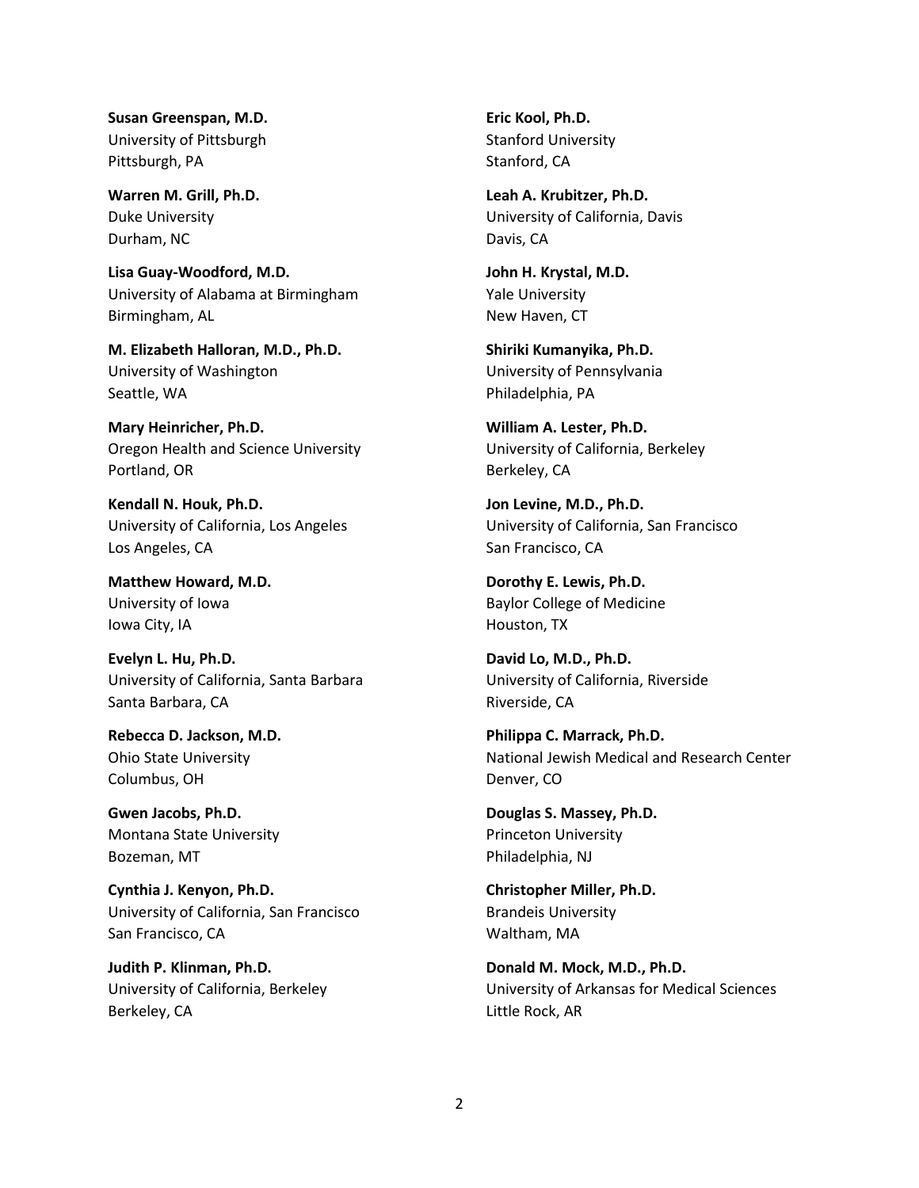**Susan Greenspan, M.D.**
University of Pittsburgh
Pittsburgh, PA

**Warren M. Grill, Ph.D.**
Duke University
Durham, NC

**Lisa Guay-Woodford, M.D.**
University of Alabama at Birmingham
Birmingham, AL

**M. Elizabeth Halloran, M.D., Ph.D.**
University of Washington
Seattle, WA

**Mary Heinricher, Ph.D.**
Oregon Health and Science University
Portland, OR

**Kendall N. Houk, Ph.D.**
University of California, Los Angeles
Los Angeles, CA

**Matthew Howard, M.D.**
University of Iowa
Iowa City, IA

**Evelyn L. Hu, Ph.D.**
University of California, Santa Barbara
Santa Barbara, CA

**Rebecca D. Jackson, M.D.**
Ohio State University
Columbus, OH

**Gwen Jacobs, Ph.D.**
Montana State University
Bozeman, MT

**Cynthia J. Kenyon, Ph.D.**
University of California, San Francisco
San Francisco, CA

**Judith P. Klinman, Ph.D.**
University of California, Berkeley
Berkeley, CA

**Eric Kool, Ph.D.**
Stanford University
Stanford, CA

**Leah A. Krubitzer, Ph.D.**
University of California, Davis
Davis, CA

**John H. Krystal, M.D.**
Yale University
New Haven, CT

**Shiriki Kumanyika, Ph.D.**
University of Pennsylvania
Philadelphia, PA

**William A. Lester, Ph.D.**
University of California, Berkeley
Berkeley, CA

**Jon Levine, M.D., Ph.D.**
University of California, San Francisco
San Francisco, CA

**Dorothy E. Lewis, Ph.D.**
Baylor College of Medicine
Houston, TX

**David Lo, M.D., Ph.D.**
University of California, Riverside
Riverside, CA

**Philippa C. Marrack, Ph.D.**
National Jewish Medical and Research Center
Denver, CO

**Douglas S. Massey, Ph.D.**
Princeton University
Philadelphia, NJ

**Christopher Miller, Ph.D.**
Brandeis University
Waltham, MA

**Donald M. Mock, M.D., Ph.D.**
University of Arkansas for Medical Sciences
Little Rock, AR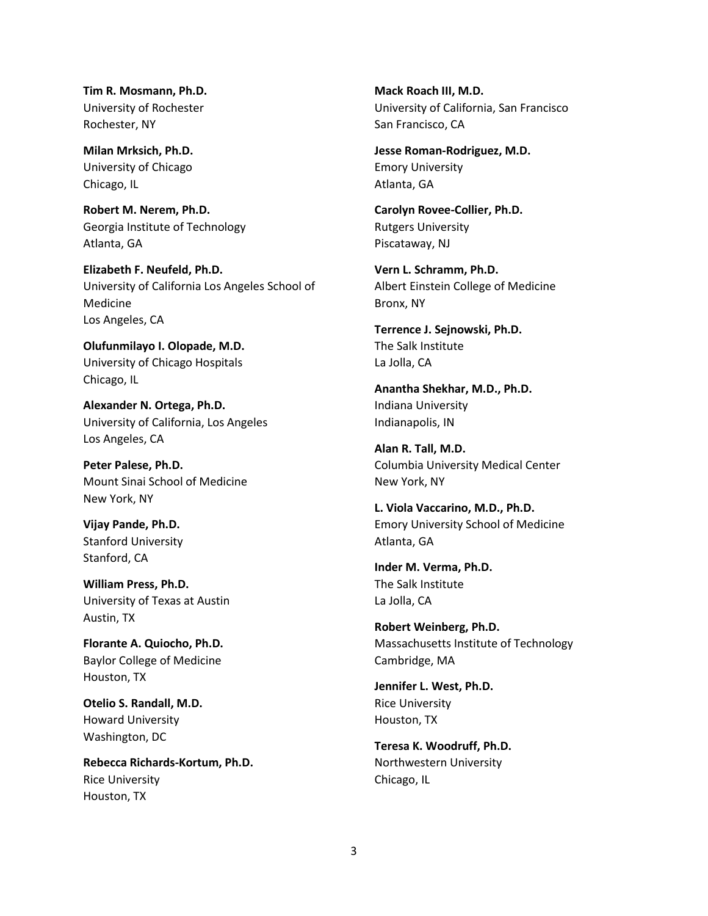**Tim R. Mosmann, Ph.D.**
University of Rochester
Rochester, NY

**Milan Mrksich, Ph.D.**
University of Chicago
Chicago, IL

**Robert M. Nerem, Ph.D.**
Georgia Institute of Technology
Atlanta, GA

**Elizabeth F. Neufeld, Ph.D.**
University of California Los Angeles School of Medicine
Los Angeles, CA

**Olufunmilayo I. Olopade, M.D.**
University of Chicago Hospitals
Chicago, IL

**Alexander N. Ortega, Ph.D.**
University of California, Los Angeles
Los Angeles, CA

**Peter Palese, Ph.D.**
Mount Sinai School of Medicine
New York, NY

**Vijay Pande, Ph.D.**
Stanford University
Stanford, CA

**William Press, Ph.D.**
University of Texas at Austin
Austin, TX

**Florante A. Quiocho, Ph.D.**
Baylor College of Medicine
Houston, TX

**Otelio S. Randall, M.D.**
Howard University
Washington, DC

**Rebecca Richards-Kortum, Ph.D.**
Rice University
Houston, TX

**Mack Roach III, M.D.**
University of California, San Francisco
San Francisco, CA

**Jesse Roman-Rodriguez, M.D.**
Emory University
Atlanta, GA

**Carolyn Rovee-Collier, Ph.D.**
Rutgers University
Piscataway, NJ

**Vern L. Schramm, Ph.D.**
Albert Einstein College of Medicine
Bronx, NY

**Terrence J. Sejnowski, Ph.D.**
The Salk Institute
La Jolla, CA

**Anantha Shekhar, M.D., Ph.D.**
Indiana University
Indianapolis, IN

**Alan R. Tall, M.D.**
Columbia University Medical Center
New York, NY

**L. Viola Vaccarino, M.D., Ph.D.**
Emory University School of Medicine
Atlanta, GA

**Inder M. Verma, Ph.D.**
The Salk Institute
La Jolla, CA

**Robert Weinberg, Ph.D.**
Massachusetts Institute of Technology
Cambridge, MA

**Jennifer L. West, Ph.D.**
Rice University
Houston, TX

**Teresa K. Woodruff, Ph.D.**
Northwestern University
Chicago, IL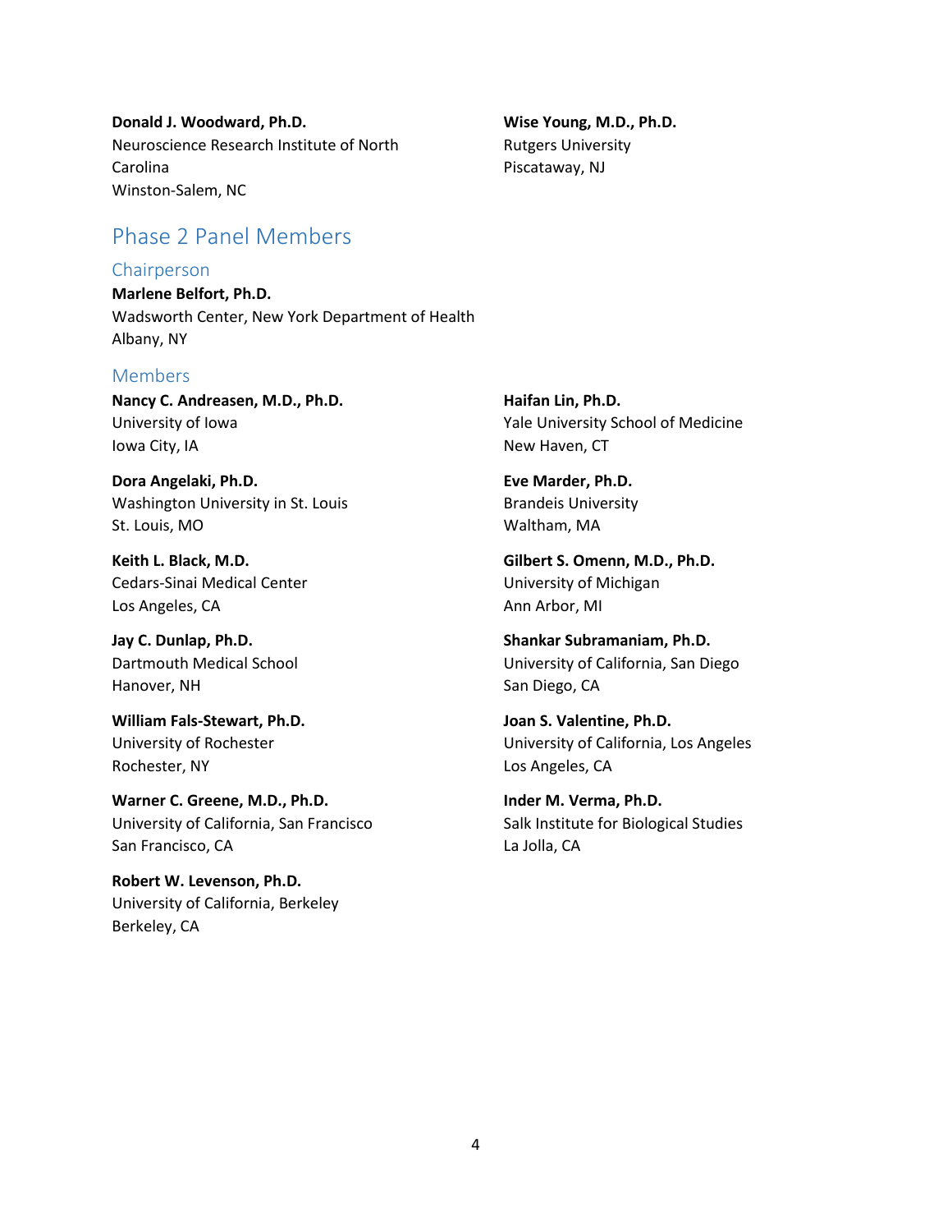**Donald J. Woodward, Ph.D.**
Neuroscience Research Institute of North Carolina
Winston-Salem, NC

**Wise Young, M.D., Ph.D.**
Rutgers University
Piscataway, NJ

## Phase 2 Panel Members

### Chairperson

**Marlene Belfort, Ph.D.**
Wadsworth Center, New York Department of Health
Albany, NY

### Members

**Nancy C. Andreasen, M.D., Ph.D.**
University of Iowa
Iowa City, IA

**Dora Angelaki, Ph.D.**
Washington University in St. Louis
St. Louis, MO

**Keith L. Black, M.D.**
Cedars-Sinai Medical Center
Los Angeles, CA

**Jay C. Dunlap, Ph.D.**
Dartmouth Medical School
Hanover, NH

**William Fals-Stewart, Ph.D.**
University of Rochester
Rochester, NY

**Warner C. Greene, M.D., Ph.D.**
University of California, San Francisco
San Francisco, CA

**Robert W. Levenson, Ph.D.**
University of California, Berkeley
Berkeley, CA

**Haifan Lin, Ph.D.**
Yale University School of Medicine
New Haven, CT

**Eve Marder, Ph.D.**
Brandeis University
Waltham, MA

**Gilbert S. Omenn, M.D., Ph.D.**
University of Michigan
Ann Arbor, MI

**Shankar Subramaniam, Ph.D.**
University of California, San Diego
San Diego, CA

**Joan S. Valentine, Ph.D.**
University of California, Los Angeles
Los Angeles, CA

**Inder M. Verma, Ph.D.**
Salk Institute for Biological Studies
La Jolla, CA